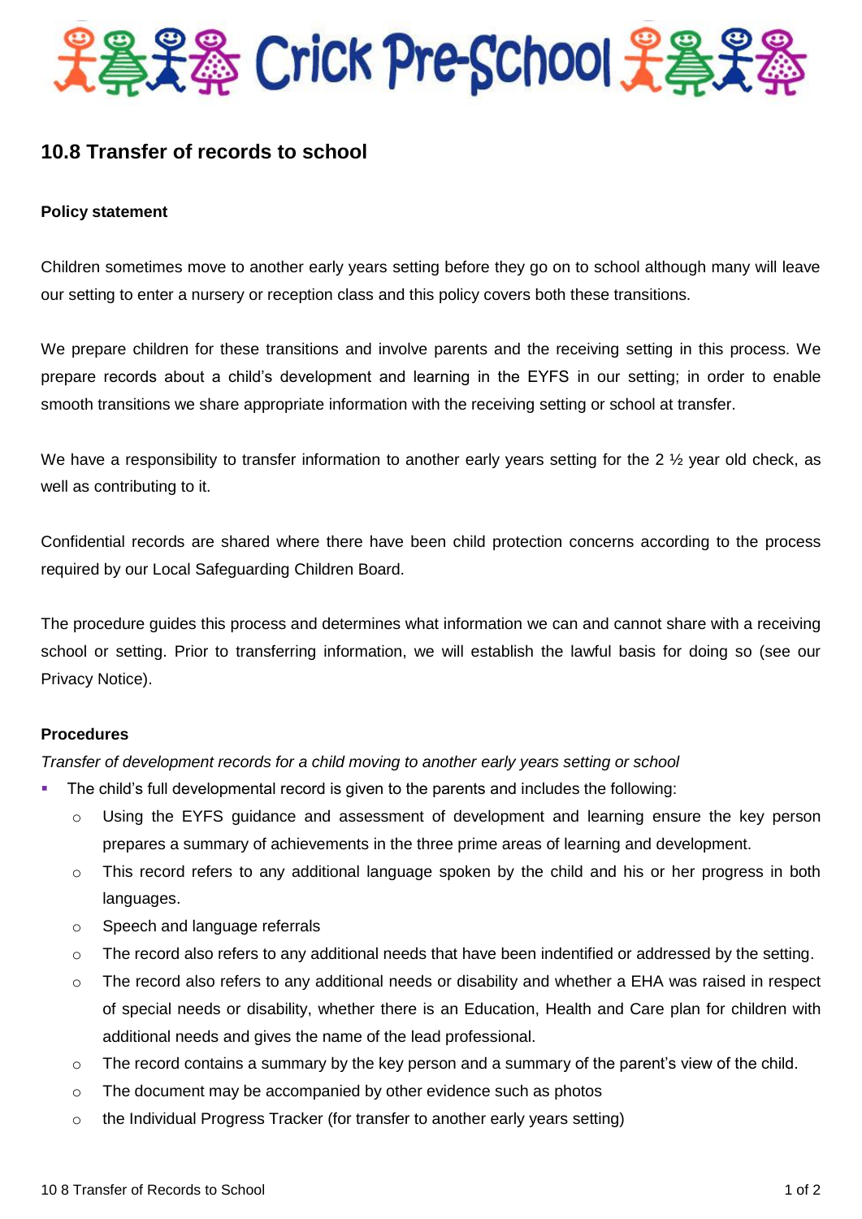# Crick Pre-School

## 10.8 Transfer of records to school

### Policy statement

Children sometimes move to another early years setting before they go on to school although many will leave our setting to enter a nursery or reception class and this policy covers both these transitions.

We prepare children for these transitions and involve parents and the receiving setting in this process. We prepare records about a child's development and learning in the EYFS in our setting; in order to enable smooth transitions we share appropriate information with the receiving setting or school at transfer.

We have a responsibility to transfer information to another early years setting for the 2 ½ year old check, as well as contributing to it.

Confidential records are shared where there have been child protection concerns according to the process required by our Local Safeguarding Children Board.

The procedure guides this process and determines what information we can and cannot share with a receiving school or setting. Prior to transferring information, we will establish the lawful basis for doing so (see our Privacy Notice).

### Procedures

*Transfer of development records for a child moving to another early years setting or school*

- The child's full developmental record is given to the parents and includes the following:
  - Using the EYFS guidance and assessment of development and learning ensure the key person prepares a summary of achievements in the three prime areas of learning and development.
  - This record refers to any additional language spoken by the child and his or her progress in both languages.
  - Speech and language referrals
  - The record also refers to any additional needs that have been indentified or addressed by the setting.
  - The record also refers to any additional needs or disability and whether a EHA was raised in respect of special needs or disability, whether there is an Education, Health and Care plan for children with additional needs and gives the name of the lead professional.
  - The record contains a summary by the key person and a summary of the parent's view of the child.
  - The document may be accompanied by other evidence such as photos
  - the Individual Progress Tracker (for transfer to another early years setting)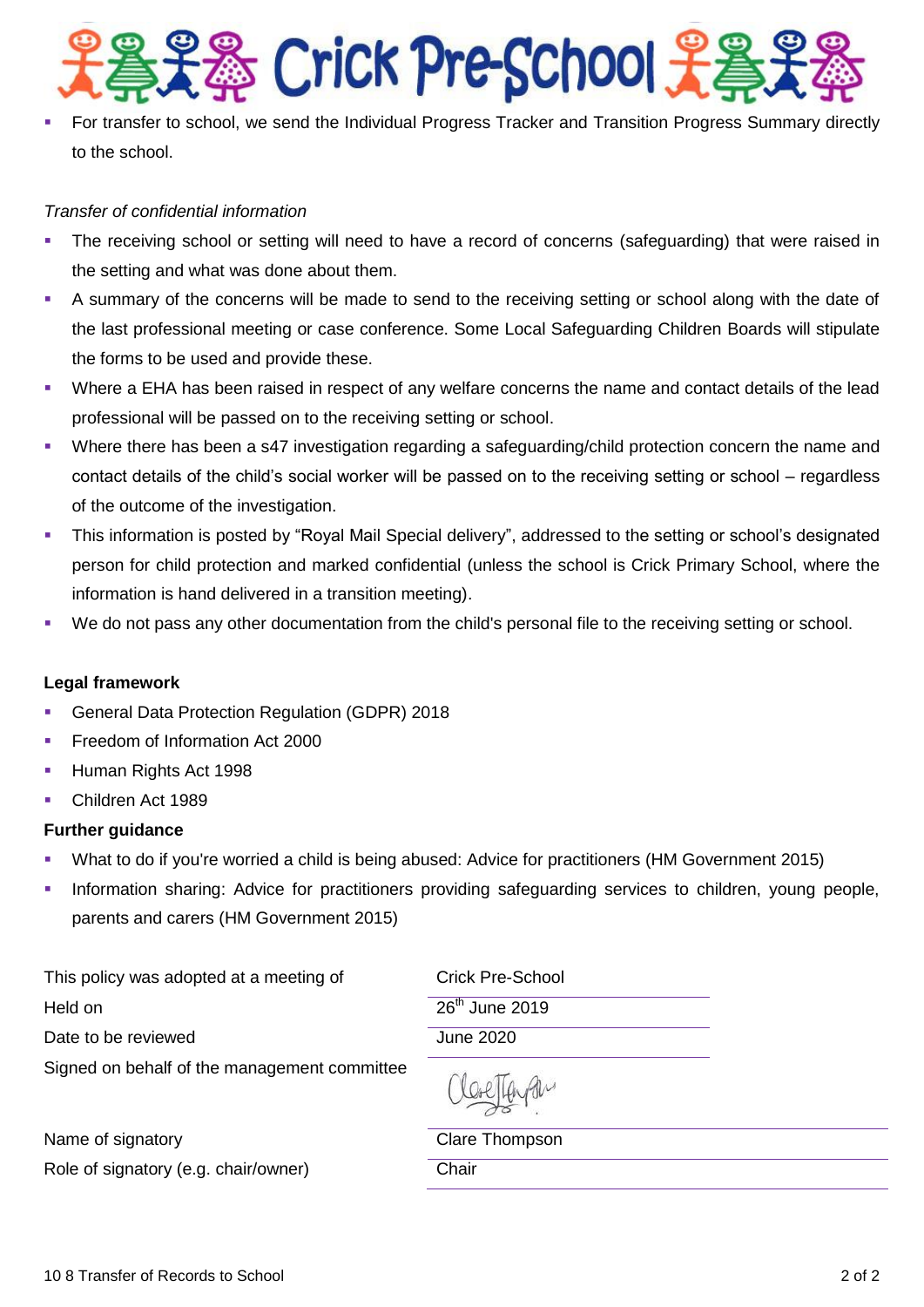- For transfer to school, we send the Individual Progress Tracker and Transition Progress Summary directly to the school.

*Transfer of confidential information*

- The receiving school or setting will need to have a record of concerns (safeguarding) that were raised in the setting and what was done about them.
- A summary of the concerns will be made to send to the receiving setting or school along with the date of the last professional meeting or case conference. Some Local Safeguarding Children Boards will stipulate the forms to be used and provide these.
- Where a EHA has been raised in respect of any welfare concerns the name and contact details of the lead professional will be passed on to the receiving setting or school.
- Where there has been a s47 investigation regarding a safeguarding/child protection concern the name and contact details of the child's social worker will be passed on to the receiving setting or school – regardless of the outcome of the investigation.
- This information is posted by "Royal Mail Special delivery", addressed to the setting or school's designated person for child protection and marked confidential (unless the school is Crick Primary School, where the information is hand delivered in a transition meeting).
- We do not pass any other documentation from the child's personal file to the receiving setting or school.

**Legal framework**

- General Data Protection Regulation (GDPR) 2018
- Freedom of Information Act 2000
- Human Rights Act 1998
- Children Act 1989

**Further guidance**

- What to do if you're worried a child is being abused: Advice for practitioners (HM Government 2015)
- Information sharing: Advice for practitioners providing safeguarding services to children, young people, parents and carers (HM Government 2015)

| | |
|---|---|
| This policy was adopted at a meeting of | Crick Pre-School |
| Held on | 26th June 2019 |
| Date to be reviewed | June 2020 |
| Signed on behalf of the management committee | Clare Thompson |
| Name of signatory | Clare Thompson |
| Role of signatory (e.g. chair/owner) | Chair |